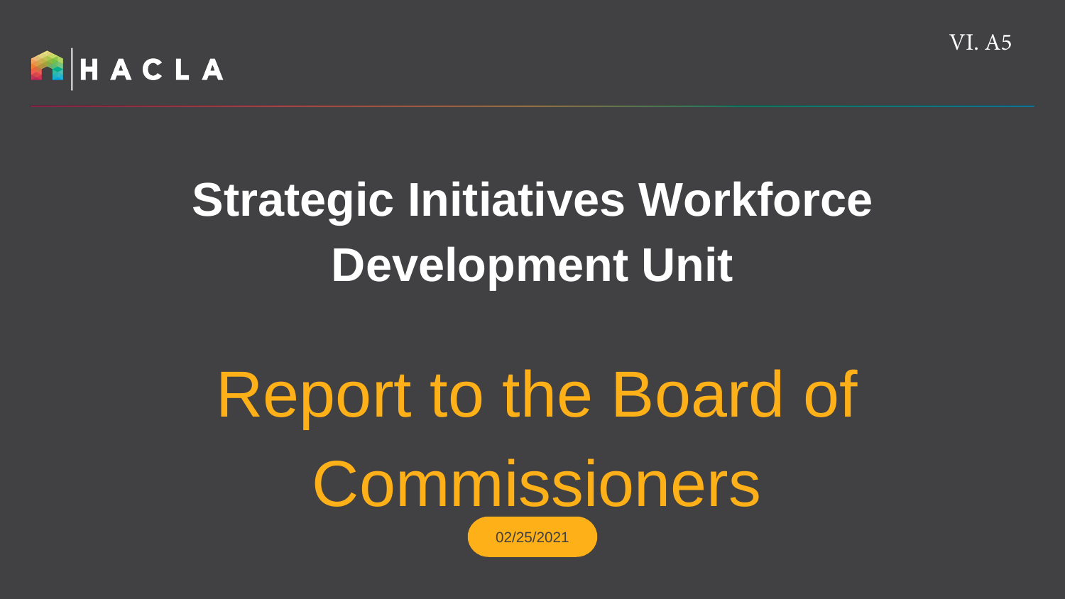HACLA

VI. A5

# Strategic Initiatives Workforce Development Unit

## Report to the Board of Commissioners

02/25/2021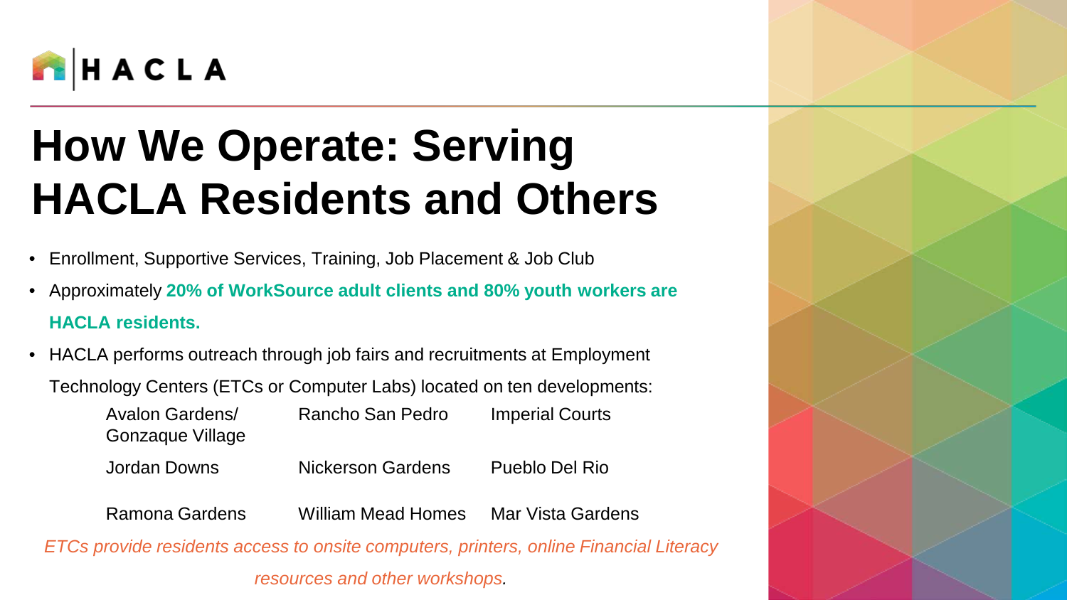HACLA

# How We Operate: Serving HACLA Residents and Others

- Enrollment, Supportive Services, Training, Job Placement & Job Club
- Approximately **20% of WorkSource adult clients and 80% youth workers are HACLA residents.**
- HACLA performs outreach through job fairs and recruitments at Employment Technology Centers (ETCs or Computer Labs) located on ten developments:

| | | |
|---|---|---|
| Avalon Gardens/ Gonzaque Village | Rancho San Pedro | Imperial Courts |
| Jordan Downs | Nickerson Gardens | Pueblo Del Rio |
| Ramona Gardens | William Mead Homes | Mar Vista Gardens |

*ETCs provide residents access to onsite computers, printers, online Financial Literacy resources and other workshops.*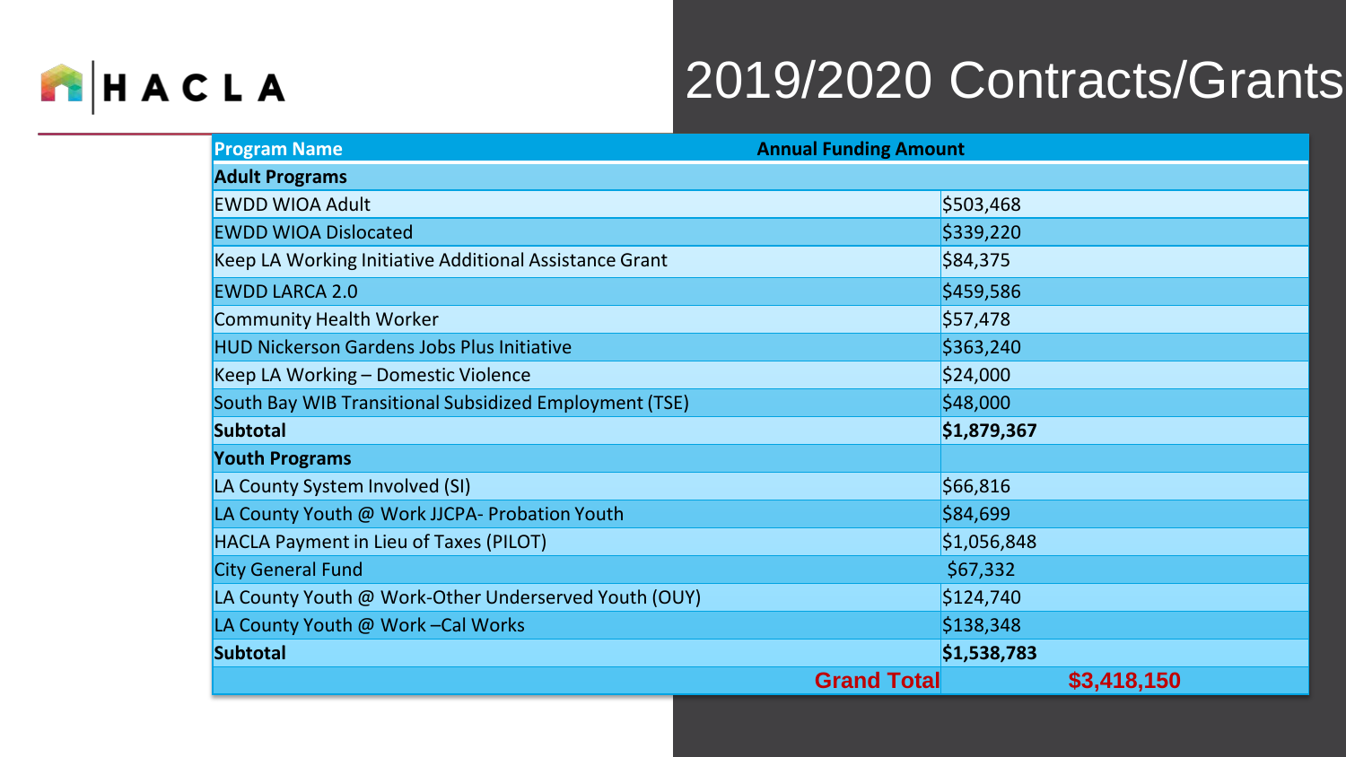HACLA

# 2019/2020 Contracts/Grants

| Program Name | Annual Funding Amount |
|---|---|
| **Adult Programs** | |
| EWDD WIOA Adult | $503,468 |
| EWDD WIOA Dislocated | $339,220 |
| Keep LA Working Initiative Additional Assistance Grant | $84,375 |
| EWDD LARCA 2.0 | $459,586 |
| Community Health Worker | $57,478 |
| HUD Nickerson Gardens Jobs Plus Initiative | $363,240 |
| Keep LA Working – Domestic Violence | $24,000 |
| South Bay WIB Transitional Subsidized Employment (TSE) | $48,000 |
| **Subtotal** | **$1,879,367** |
| **Youth Programs** | |
| LA County System Involved (SI) | $66,816 |
| LA County Youth @ Work JJCPA- Probation Youth | $84,699 |
| HACLA Payment in Lieu of Taxes (PILOT) | $1,056,848 |
| City General Fund | $67,332 |
| LA County Youth @ Work-Other Underserved Youth (OUY) | $124,740 |
| LA County Youth @ Work –Cal Works | $138,348 |
| **Subtotal** | **$1,538,783** |
| **Grand Total** | **$3,418,150** |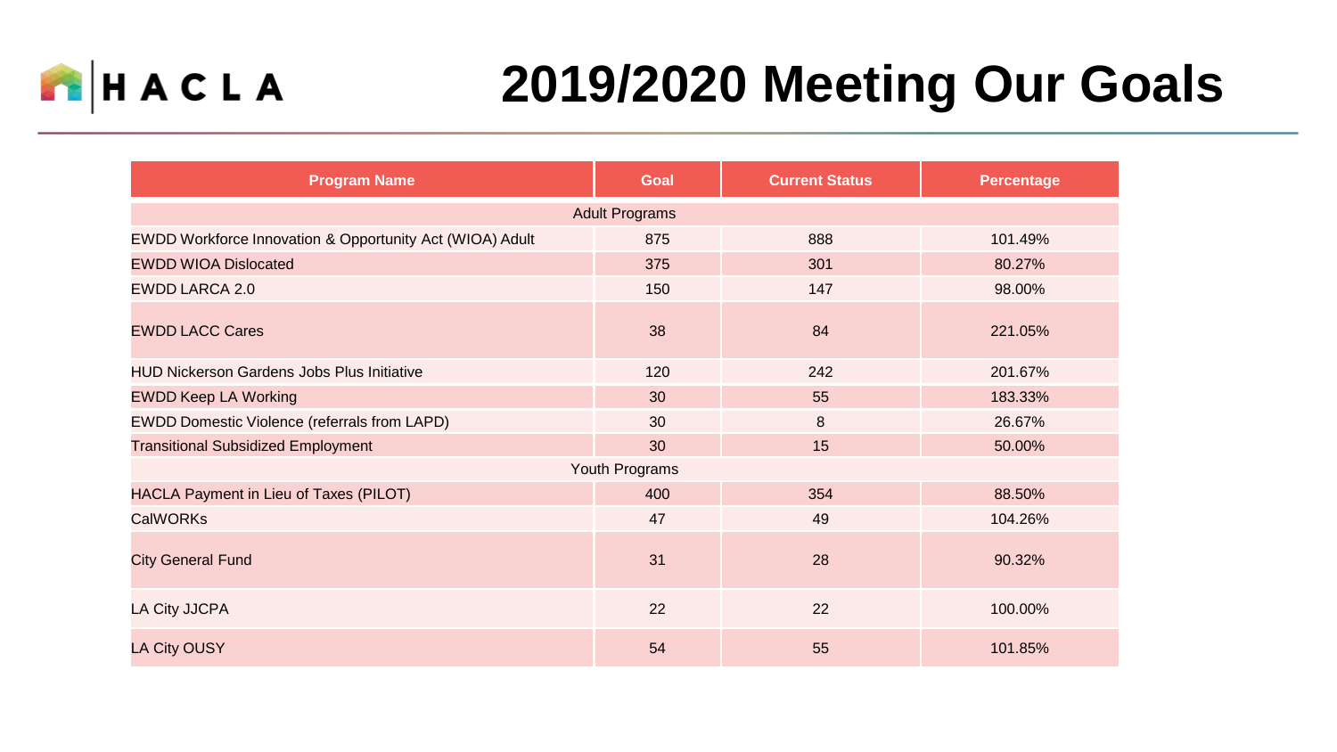HACLA

# 2019/2020 Meeting Our Goals

| Program Name | Goal | Current Status | Percentage |
|---|---|---|---|
| Adult Programs | | | |
| EWDD Workforce Innovation & Opportunity Act (WIOA) Adult | 875 | 888 | 101.49% |
| EWDD WIOA Dislocated | 375 | 301 | 80.27% |
| EWDD LARCA 2.0 | 150 | 147 | 98.00% |
| EWDD LACC Cares | 38 | 84 | 221.05% |
| HUD Nickerson Gardens Jobs Plus Initiative | 120 | 242 | 201.67% |
| EWDD Keep LA Working | 30 | 55 | 183.33% |
| EWDD Domestic Violence (referrals from LAPD) | 30 | 8 | 26.67% |
| Transitional Subsidized Employment | 30 | 15 | 50.00% |
| Youth Programs | | | |
| HACLA Payment in Lieu of Taxes (PILOT) | 400 | 354 | 88.50% |
| CalWORKs | 47 | 49 | 104.26% |
| City General Fund | 31 | 28 | 90.32% |
| LA City JJCPA | 22 | 22 | 100.00% |
| LA City OUSY | 54 | 55 | 101.85% |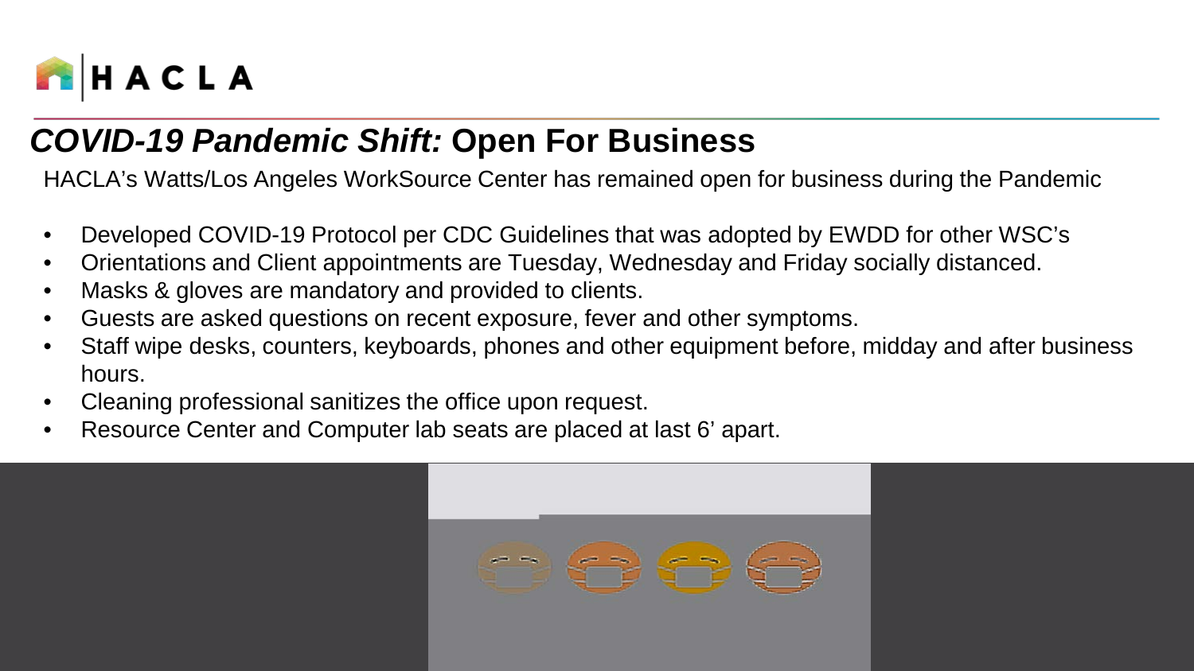# *COVID-19 Pandemic Shift:* Open For Business

HACLA's Watts/Los Angeles WorkSource Center has remained open for business during the Pandemic

- Developed COVID-19 Protocol per CDC Guidelines that was adopted by EWDD for other WSC's
- Orientations and Client appointments are Tuesday, Wednesday and Friday socially distanced.
- Masks & gloves are mandatory and provided to clients.
- Guests are asked questions on recent exposure, fever and other symptoms.
- Staff wipe desks, counters, keyboards, phones and other equipment before, midday and after business hours.
- Cleaning professional sanitizes the office upon request.
- Resource Center and Computer lab seats are placed at last 6' apart.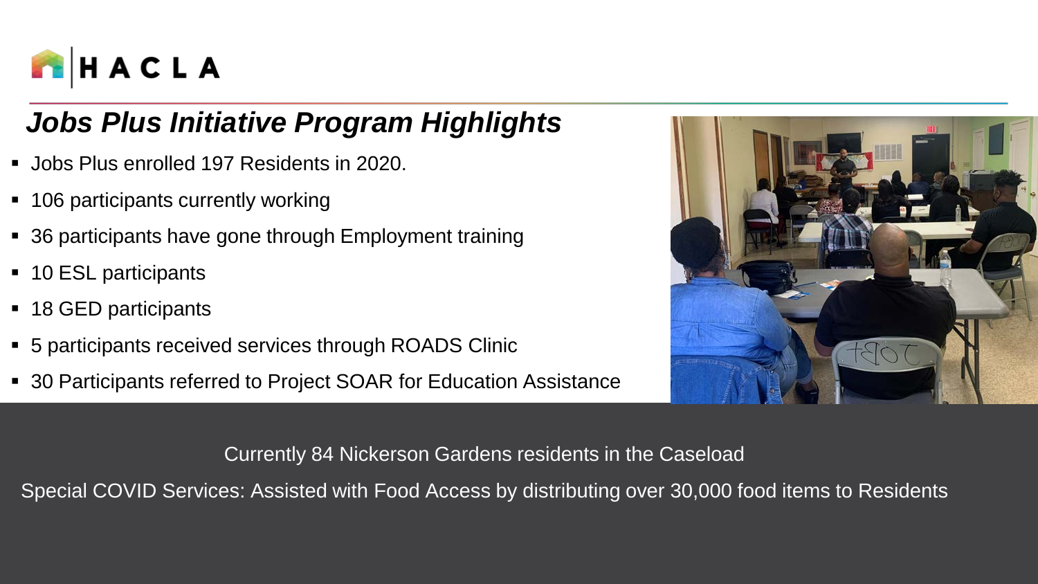HACLA

## Jobs Plus Initiative Program Highlights

- Jobs Plus enrolled 197 Residents in 2020.
- 106 participants currently working
- 36 participants have gone through Employment training
- 10 ESL participants
- 18 GED participants
- 5 participants received services through ROADS Clinic
- 30 Participants referred to Project SOAR for Education Assistance

Currently 84 Nickerson Gardens residents in the Caseload

Special COVID Services: Assisted with Food Access by distributing over 30,000 food items to Residents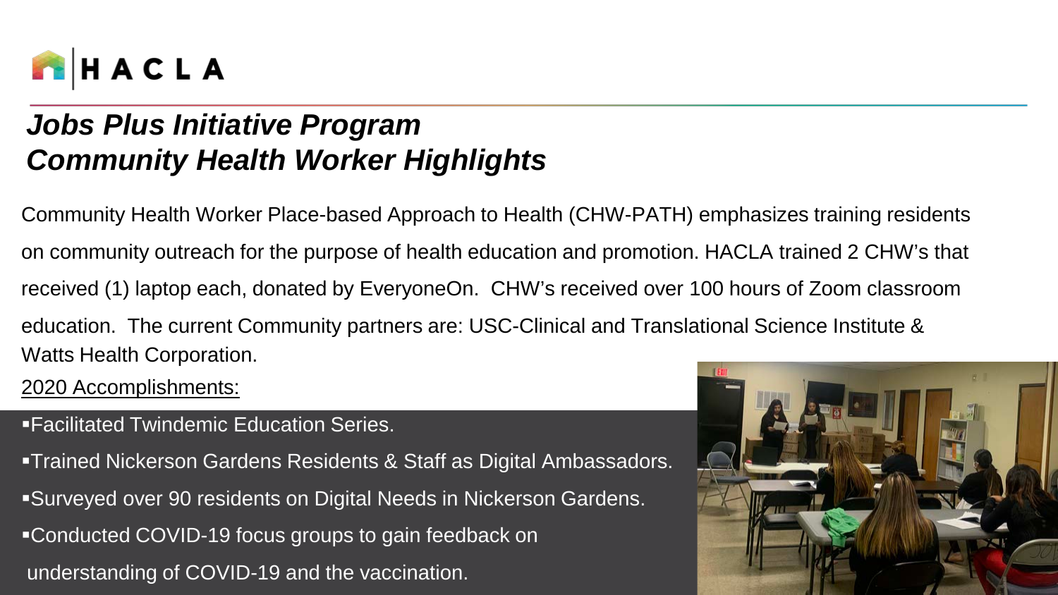HACLA

# *Jobs Plus Initiative Program*
# *Community Health Worker Highlights*

Community Health Worker Place-based Approach to Health (CHW-PATH) emphasizes training residents on community outreach for the purpose of health education and promotion. HACLA trained 2 CHW's that received (1) laptop each, donated by EveryoneOn. CHW's received over 100 hours of Zoom classroom education. The current Community partners are: USC-Clinical and Translational Science Institute & Watts Health Corporation.

2020 Accomplishments:

- Facilitated Twindemic Education Series.
- Trained Nickerson Gardens Residents & Staff as Digital Ambassadors.
- Surveyed over 90 residents on Digital Needs in Nickerson Gardens.
- Conducted COVID-19 focus groups to gain feedback on understanding of COVID-19 and the vaccination.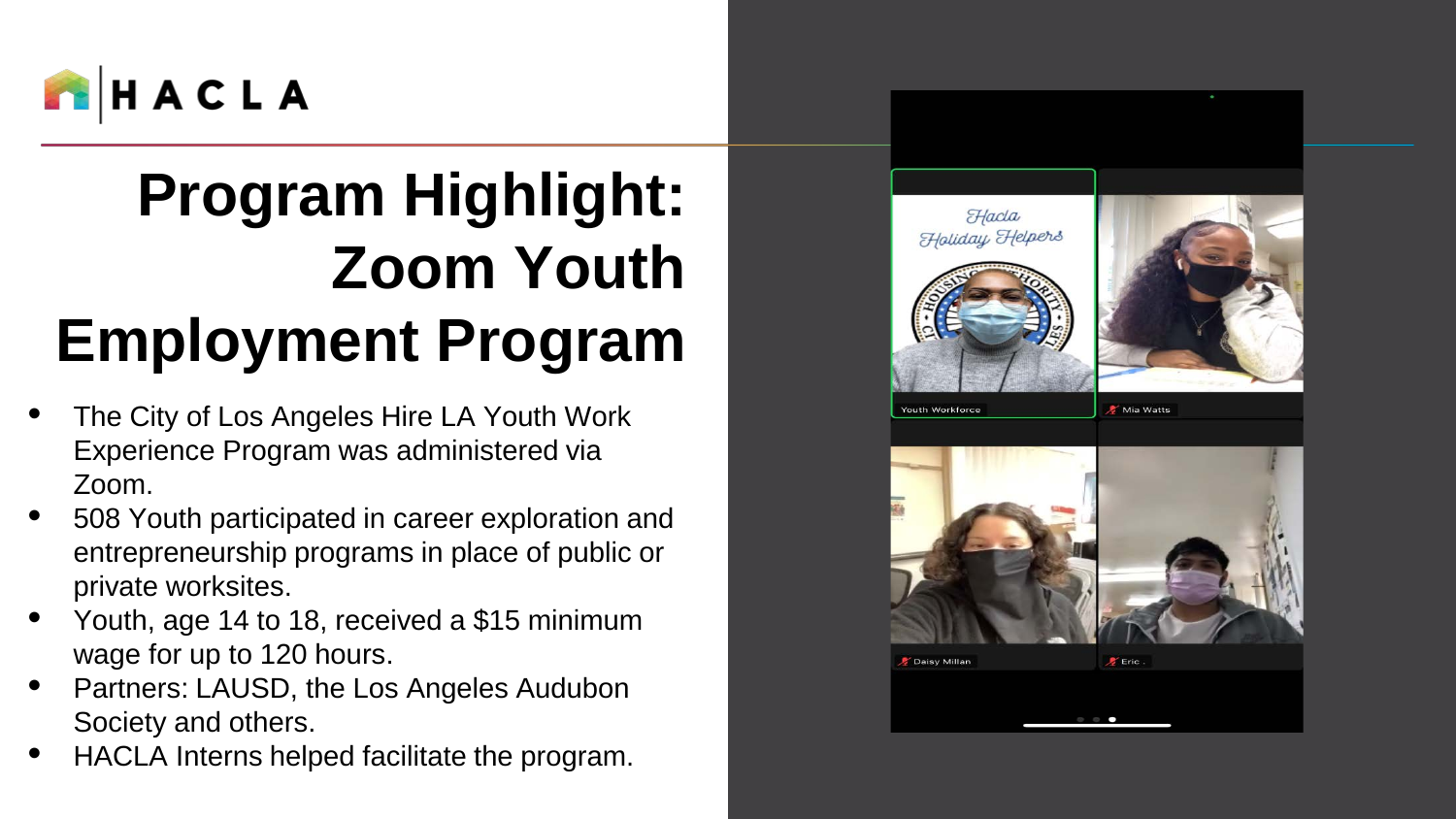# Program Highlight: Zoom Youth Employment Program

- The City of Los Angeles Hire LA Youth Work Experience Program was administered via Zoom.
- 508 Youth participated in career exploration and entrepreneurship programs in place of public or private worksites.
- Youth, age 14 to 18, received a $15 minimum wage for up to 120 hours.
- Partners: LAUSD, the Los Angeles Audubon Society and others.
- HACLA Interns helped facilitate the program.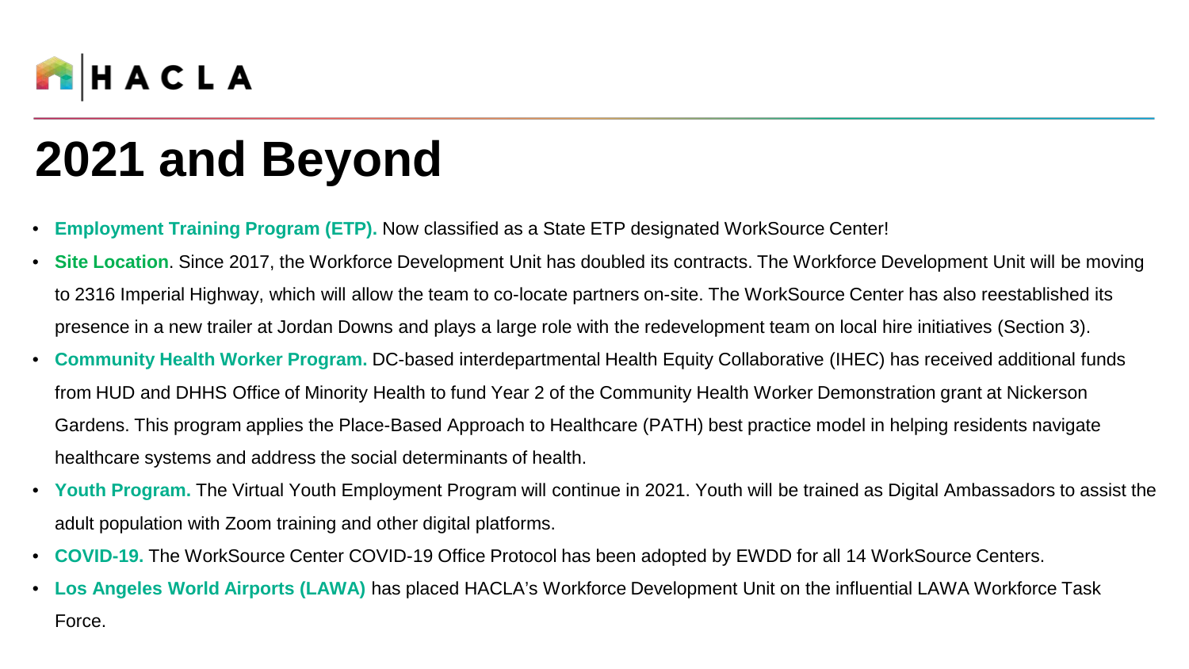# 2021 and Beyond

- **Employment Training Program (ETP).** Now classified as a State ETP designated WorkSource Center!
- **Site Location**. Since 2017, the Workforce Development Unit has doubled its contracts. The Workforce Development Unit will be moving to 2316 Imperial Highway, which will allow the team to co-locate partners on-site. The WorkSource Center has also reestablished its presence in a new trailer at Jordan Downs and plays a large role with the redevelopment team on local hire initiatives (Section 3).
- **Community Health Worker Program.** DC-based interdepartmental Health Equity Collaborative (IHEC) has received additional funds from HUD and DHHS Office of Minority Health to fund Year 2 of the Community Health Worker Demonstration grant at Nickerson Gardens. This program applies the Place-Based Approach to Healthcare (PATH) best practice model in helping residents navigate healthcare systems and address the social determinants of health.
- **Youth Program.** The Virtual Youth Employment Program will continue in 2021. Youth will be trained as Digital Ambassadors to assist the adult population with Zoom training and other digital platforms.
- **COVID-19.** The WorkSource Center COVID-19 Office Protocol has been adopted by EWDD for all 14 WorkSource Centers.
- **Los Angeles World Airports (LAWA)** has placed HACLA's Workforce Development Unit on the influential LAWA Workforce Task Force.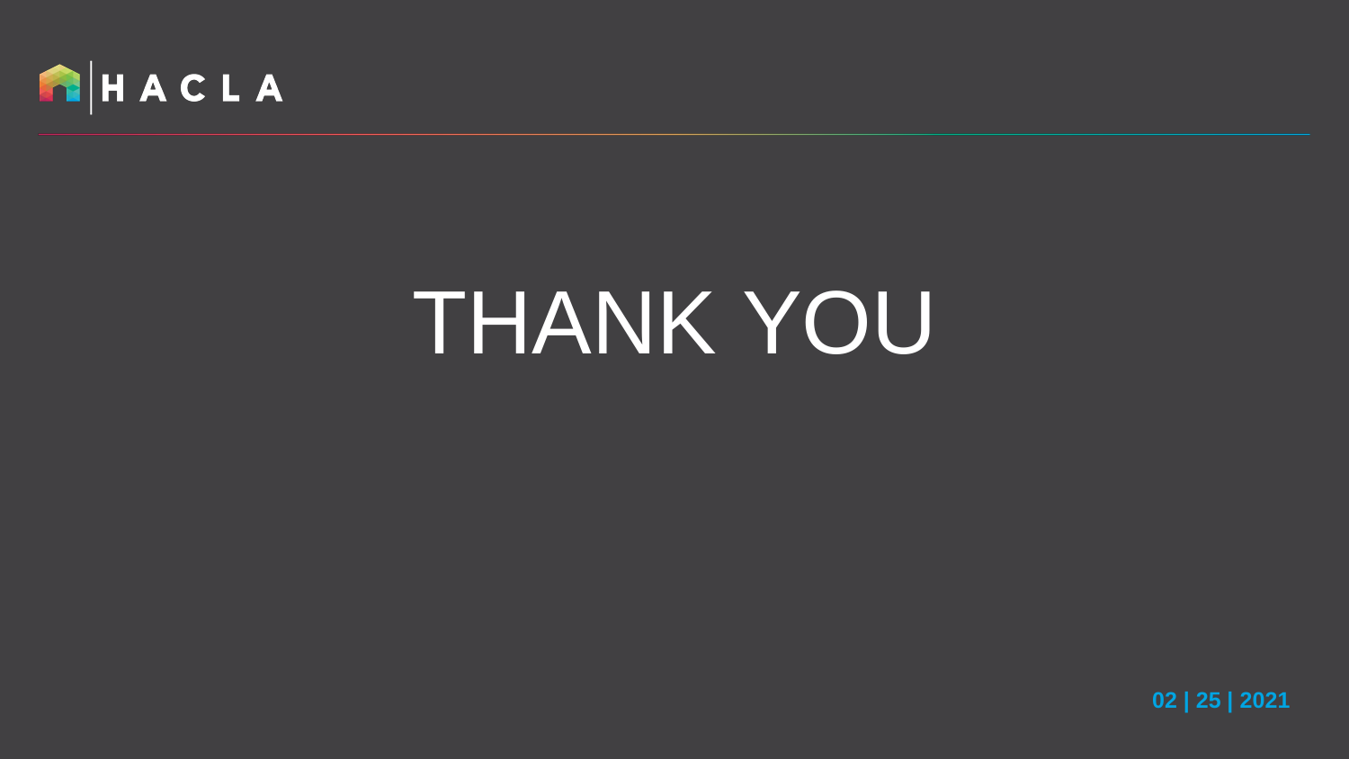HACLA

# THANK YOU

**02 | 25 | 2021**